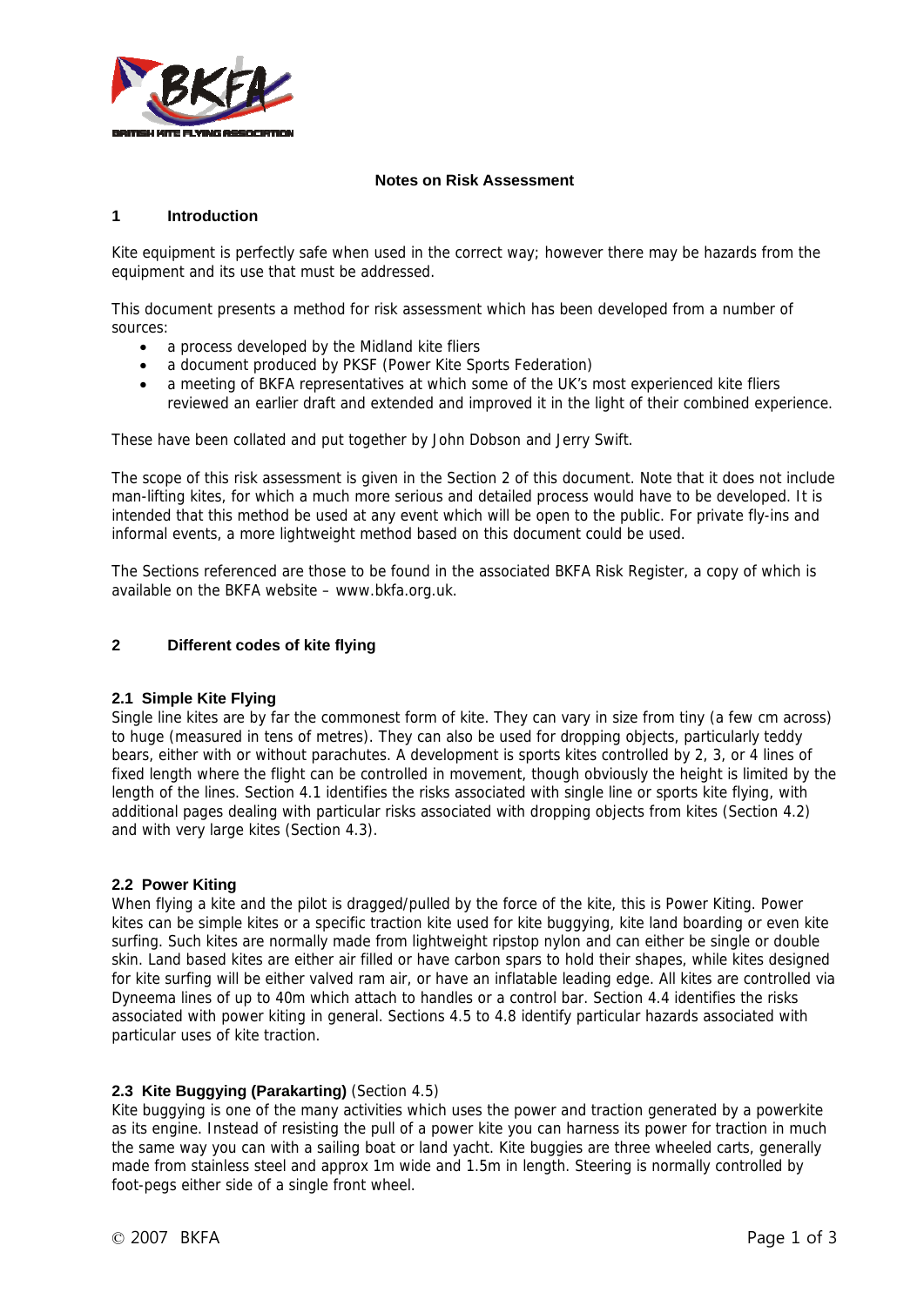# Notes on Risk Assessment

## 1 Introduction

Kite equipment is perfectly safe when used in the correct way; however there may be hazards from the equipment and its use that must be addressed.

This document presents a method for risk assessment which has been developed from a number of sources:

- a process developed by the Midland kite fliers
- a document produced by PKSF (Power Kite Sports Federation)
- a meeting of BKFA representatives at which some of the UK's most experienced kite fliers reviewed an earlier draft and extended and improved it in the light of their combined experience.

These have been collated and put together by John Dobson and Jerry Swift.

The scope of this risk assessment is given in the Section 2 of this document. Note that it does not include man-lifting kites, for which a much more serious and detailed process would have to be developed. It is intended that this method be used at any event which will be open to the public. For private fly-ins and informal events, a more lightweight method based on this document could be used.

The Sections referenced are those to be found in the associated BKFA Risk Register, a copy of which is available on the BKFA website – www.bkfa.org.uk.

## 2 Different codes of kite flying

### 2.1 Simple Kite Flying

Single line kites are by far the commonest form of kite. They can vary in size from tiny (a few cm across) to huge (measured in tens of metres). They can also be used for dropping objects, particularly teddy bears, either with or without parachutes. A development is sports kites controlled by 2, 3, or 4 lines of fixed length where the flight can be controlled in movement, though obviously the height is limited by the length of the lines. Section 4.1 identifies the risks associated with single line or sports kite flying, with additional pages dealing with particular risks associated with dropping objects from kites (Section 4.2) and with very large kites (Section 4.3).

### 2.2 Power Kiting

When flying a kite and the pilot is dragged/pulled by the force of the kite, this is Power Kiting. Power kites can be simple kites or a specific traction kite used for kite buggying, kite land boarding or even kite surfing. Such kites are normally made from lightweight ripstop nylon and can either be single or double skin. Land based kites are either air filled or have carbon spars to hold their shapes, while kites designed for kite surfing will be either valved ram air, or have an inflatable leading edge. All kites are controlled via Dyneema lines of up to 40m which attach to handles or a control bar. Section 4.4 identifies the risks associated with power kiting in general. Sections 4.5 to 4.8 identify particular hazards associated with particular uses of kite traction.

### 2.3 Kite Buggying (Parakarting) (Section 4.5)

Kite buggying is one of the many activities which uses the power and traction generated by a powerkite as its engine. Instead of resisting the pull of a power kite you can harness its power for traction in much the same way you can with a sailing boat or land yacht. Kite buggies are three wheeled carts, generally made from stainless steel and approx 1m wide and 1.5m in length. Steering is normally controlled by foot-pegs either side of a single front wheel.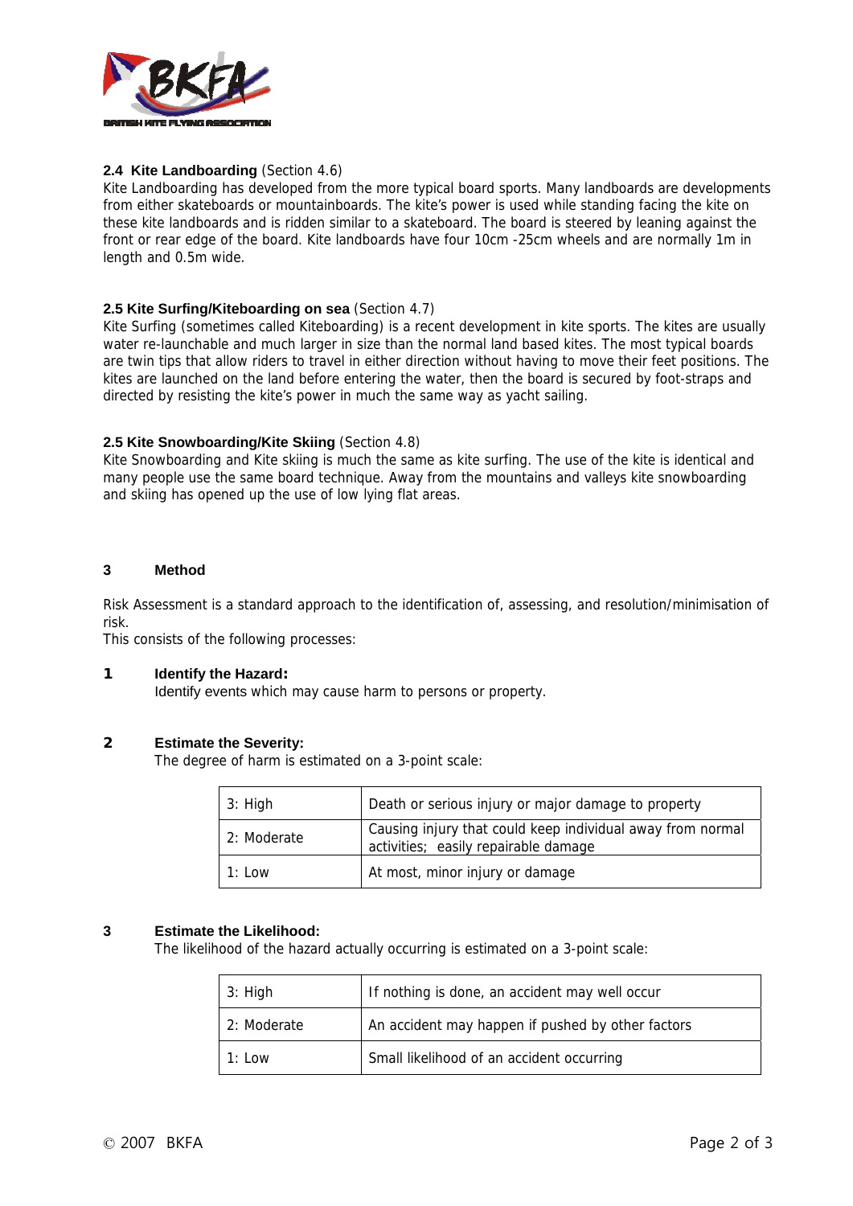### 2.4 Kite Landboarding (Section 4.6)

Kite Landboarding has developed from the more typical board sports. Many landboards are developments from either skateboards or mountainboards. The kite's power is used while standing facing the kite on these kite landboards and is ridden similar to a skateboard. The board is steered by leaning against the front or rear edge of the board. Kite landboards have four 10cm -25cm wheels and are normally 1m in length and 0.5m wide.

### 2.5 Kite Surfing/Kiteboarding on sea (Section 4.7)

Kite Surfing (sometimes called Kiteboarding) is a recent development in kite sports. The kites are usually water re-launchable and much larger in size than the normal land based kites. The most typical boards are twin tips that allow riders to travel in either direction without having to move their feet positions. The kites are launched on the land before entering the water, then the board is secured by foot-straps and directed by resisting the kite's power in much the same way as yacht sailing.

### 2.5 Kite Snowboarding/Kite Skiing (Section 4.8)

Kite Snowboarding and Kite skiing is much the same as kite surfing. The use of the kite is identical and many people use the same board technique. Away from the mountains and valleys kite snowboarding and skiing has opened up the use of low lying flat areas.

## 3 Method

Risk Assessment is a standard approach to the identification of, assessing, and resolution/minimisation of risk.
This consists of the following processes:

**1 Identify the Hazard:**
Identify events which may cause harm to persons or property.

**2 Estimate the Severity:**
The degree of harm is estimated on a 3-point scale:

| | |
|---|---|
| 3: High | Death or serious injury or major damage to property |
| 2: Moderate | Causing injury that could keep individual away from normal activities; easily repairable damage |
| 1: Low | At most, minor injury or damage |

**3 Estimate the Likelihood:**
The likelihood of the hazard actually occurring is estimated on a 3-point scale:

| | |
|---|---|
| 3: High | If nothing is done, an accident may well occur |
| 2: Moderate | An accident may happen if pushed by other factors |
| 1: Low | Small likelihood of an accident occurring |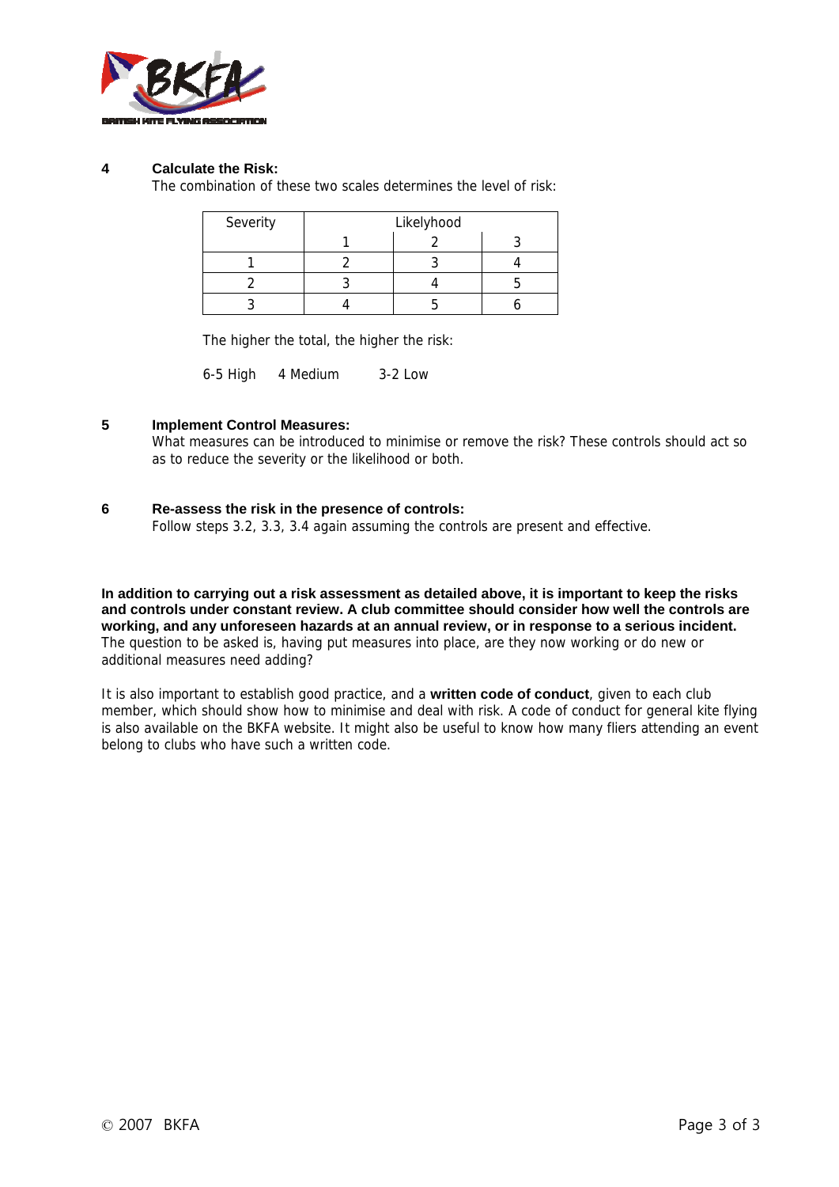**4 Calculate the Risk:**

The combination of these two scales determines the level of risk:

| Severity | Likelyhood | | |
|---|---|---|---|
| | 1 | 2 | 3 |
| 1 | 2 | 3 | 4 |
| 2 | 3 | 4 | 5 |
| 3 | 4 | 5 | 6 |

The higher the total, the higher the risk:

6-5 High 4 Medium 3-2 Low

**5 Implement Control Measures:**

What measures can be introduced to minimise or remove the risk? These controls should act so as to reduce the severity or the likelihood or both.

**6 Re-assess the risk in the presence of controls:**

Follow steps 3.2, 3.3, 3.4 again assuming the controls are present and effective.

**In addition to carrying out a risk assessment as detailed above, it is important to keep the risks and controls under constant review. A club committee should consider how well the controls are working, and any unforeseen hazards at an annual review, or in response to a serious incident.** The question to be asked is, having put measures into place, are they now working or do new or additional measures need adding?

It is also important to establish good practice, and a **written code of conduct**, given to each club member, which should show how to minimise and deal with risk. A code of conduct for general kite flying is also available on the BKFA website. It might also be useful to know how many fliers attending an event belong to clubs who have such a written code.

© 2007 BKFA